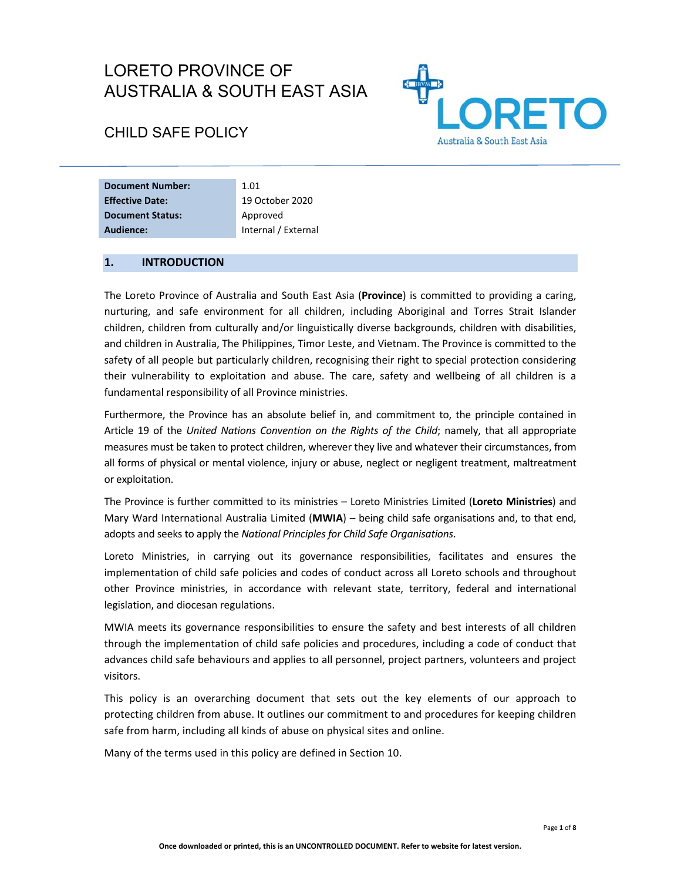# LORETO PROVINCE OF AUSTRALIA & SOUTH EAST ASIA

## CHILD SAFE POLICY

| | |
|---|---|
| **Document Number:** | 1.01 |
| **Effective Date:** | 19 October 2020 |
| **Document Status:** | Approved |
| **Audience:** | Internal / External |

## 1. INTRODUCTION

The Loreto Province of Australia and South East Asia (**Province**) is committed to providing a caring, nurturing, and safe environment for all children, including Aboriginal and Torres Strait Islander children, children from culturally and/or linguistically diverse backgrounds, children with disabilities, and children in Australia, The Philippines, Timor Leste, and Vietnam. The Province is committed to the safety of all people but particularly children, recognising their right to special protection considering their vulnerability to exploitation and abuse. The care, safety and wellbeing of all children is a fundamental responsibility of all Province ministries.

Furthermore, the Province has an absolute belief in, and commitment to, the principle contained in Article 19 of the *United Nations Convention on the Rights of the Child*; namely, that all appropriate measures must be taken to protect children, wherever they live and whatever their circumstances, from all forms of physical or mental violence, injury or abuse, neglect or negligent treatment, maltreatment or exploitation.

The Province is further committed to its ministries – Loreto Ministries Limited (**Loreto Ministries**) and Mary Ward International Australia Limited (**MWIA**) – being child safe organisations and, to that end, adopts and seeks to apply the *National Principles for Child Safe Organisations*.

Loreto Ministries, in carrying out its governance responsibilities, facilitates and ensures the implementation of child safe policies and codes of conduct across all Loreto schools and throughout other Province ministries, in accordance with relevant state, territory, federal and international legislation, and diocesan regulations.

MWIA meets its governance responsibilities to ensure the safety and best interests of all children through the implementation of child safe policies and procedures, including a code of conduct that advances child safe behaviours and applies to all personnel, project partners, volunteers and project visitors.

This policy is an overarching document that sets out the key elements of our approach to protecting children from abuse. It outlines our commitment to and procedures for keeping children safe from harm, including all kinds of abuse on physical sites and online.

Many of the terms used in this policy are defined in Section 10.

Once downloaded or printed, this is an UNCONTROLLED DOCUMENT. Refer to website for latest version.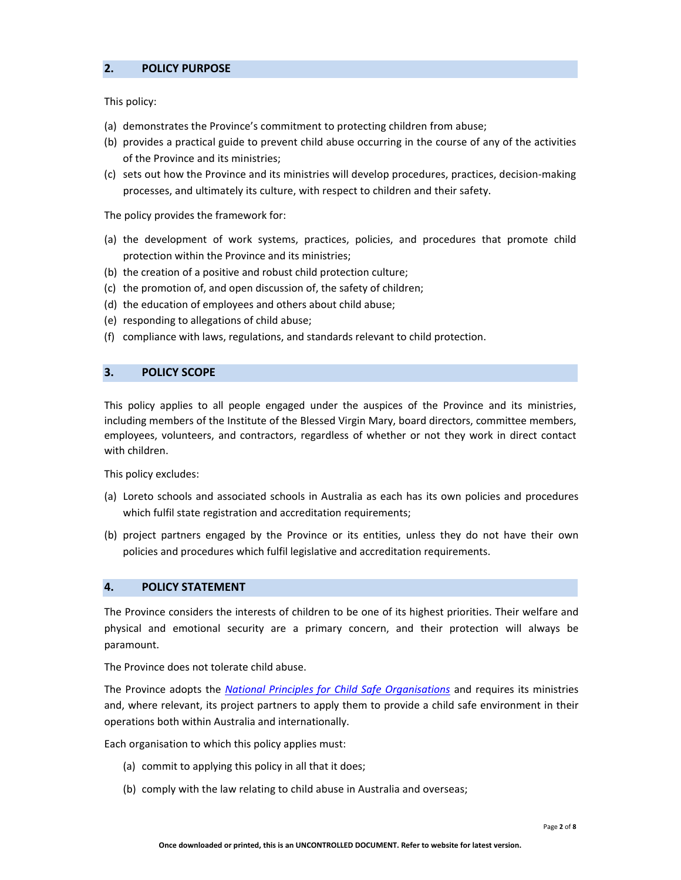## 2. POLICY PURPOSE

This policy:

(a) demonstrates the Province's commitment to protecting children from abuse;
(b) provides a practical guide to prevent child abuse occurring in the course of any of the activities of the Province and its ministries;
(c) sets out how the Province and its ministries will develop procedures, practices, decision-making processes, and ultimately its culture, with respect to children and their safety.

The policy provides the framework for:

(a) the development of work systems, practices, policies, and procedures that promote child protection within the Province and its ministries;
(b) the creation of a positive and robust child protection culture;
(c) the promotion of, and open discussion of, the safety of children;
(d) the education of employees and others about child abuse;
(e) responding to allegations of child abuse;
(f) compliance with laws, regulations, and standards relevant to child protection.

## 3. POLICY SCOPE

This policy applies to all people engaged under the auspices of the Province and its ministries, including members of the Institute of the Blessed Virgin Mary, board directors, committee members, employees, volunteers, and contractors, regardless of whether or not they work in direct contact with children.

This policy excludes:

(a) Loreto schools and associated schools in Australia as each has its own policies and procedures which fulfil state registration and accreditation requirements;

(b) project partners engaged by the Province or its entities, unless they do not have their own policies and procedures which fulfil legislative and accreditation requirements.

## 4. POLICY STATEMENT

The Province considers the interests of children to be one of its highest priorities. Their welfare and physical and emotional security are a primary concern, and their protection will always be paramount.

The Province does not tolerate child abuse.

The Province adopts the *National Principles for Child Safe Organisations* and requires its ministries and, where relevant, its project partners to apply them to provide a child safe environment in their operations both within Australia and internationally.

Each organisation to which this policy applies must:

(a) commit to applying this policy in all that it does;

(b) comply with the law relating to child abuse in Australia and overseas;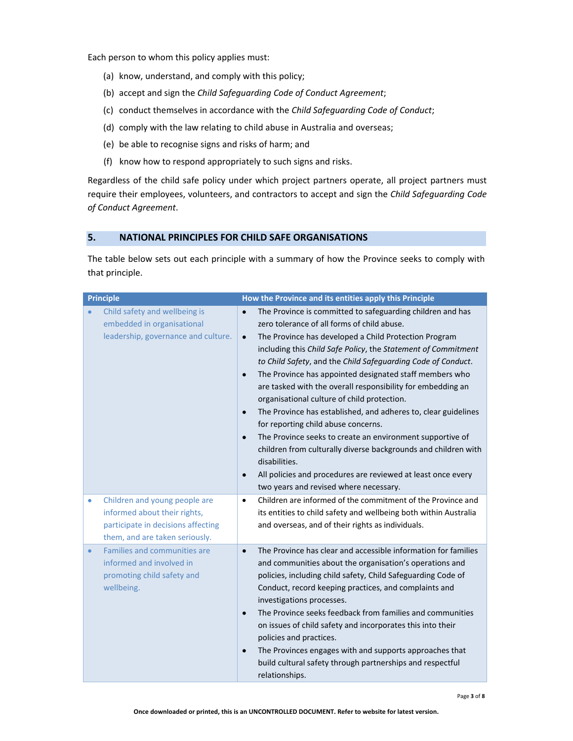Each person to whom this policy applies must:

(a) know, understand, and comply with this policy;

(b) accept and sign the *Child Safeguarding Code of Conduct Agreement*;

(c) conduct themselves in accordance with the *Child Safeguarding Code of Conduct*;

(d) comply with the law relating to child abuse in Australia and overseas;

(e) be able to recognise signs and risks of harm; and

(f) know how to respond appropriately to such signs and risks.

Regardless of the child safe policy under which project partners operate, all project partners must require their employees, volunteers, and contractors to accept and sign the *Child Safeguarding Code of Conduct Agreement*.

## 5. NATIONAL PRINCIPLES FOR CHILD SAFE ORGANISATIONS

The table below sets out each principle with a summary of how the Province seeks to comply with that principle.

| Principle | How the Province and its entities apply this Principle |
|---|---|
| • Child safety and wellbeing is embedded in organisational leadership, governance and culture. | • The Province is committed to safeguarding children and has zero tolerance of all forms of child abuse.<br>• The Province has developed a Child Protection Program including this *Child Safe Policy*, the *Statement of Commitment to Child Safety*, and the *Child Safeguarding Code of Conduct*.<br>• The Province has appointed designated staff members who are tasked with the overall responsibility for embedding an organisational culture of child protection.<br>• The Province has established, and adheres to, clear guidelines for reporting child abuse concerns.<br>• The Province seeks to create an environment supportive of children from culturally diverse backgrounds and children with disabilities.<br>• All policies and procedures are reviewed at least once every two years and revised where necessary. |
| • Children and young people are informed about their rights, participate in decisions affecting them, and are taken seriously. | • Children are informed of the commitment of the Province and its entities to child safety and wellbeing both within Australia and overseas, and of their rights as individuals. |
| • Families and communities are informed and involved in promoting child safety and wellbeing. | • The Province has clear and accessible information for families and communities about the organisation's operations and policies, including child safety, Child Safeguarding Code of Conduct, record keeping practices, and complaints and investigations processes.<br>• The Province seeks feedback from families and communities on issues of child safety and incorporates this into their policies and practices.<br>• The Provinces engages with and supports approaches that build cultural safety through partnerships and respectful relationships. |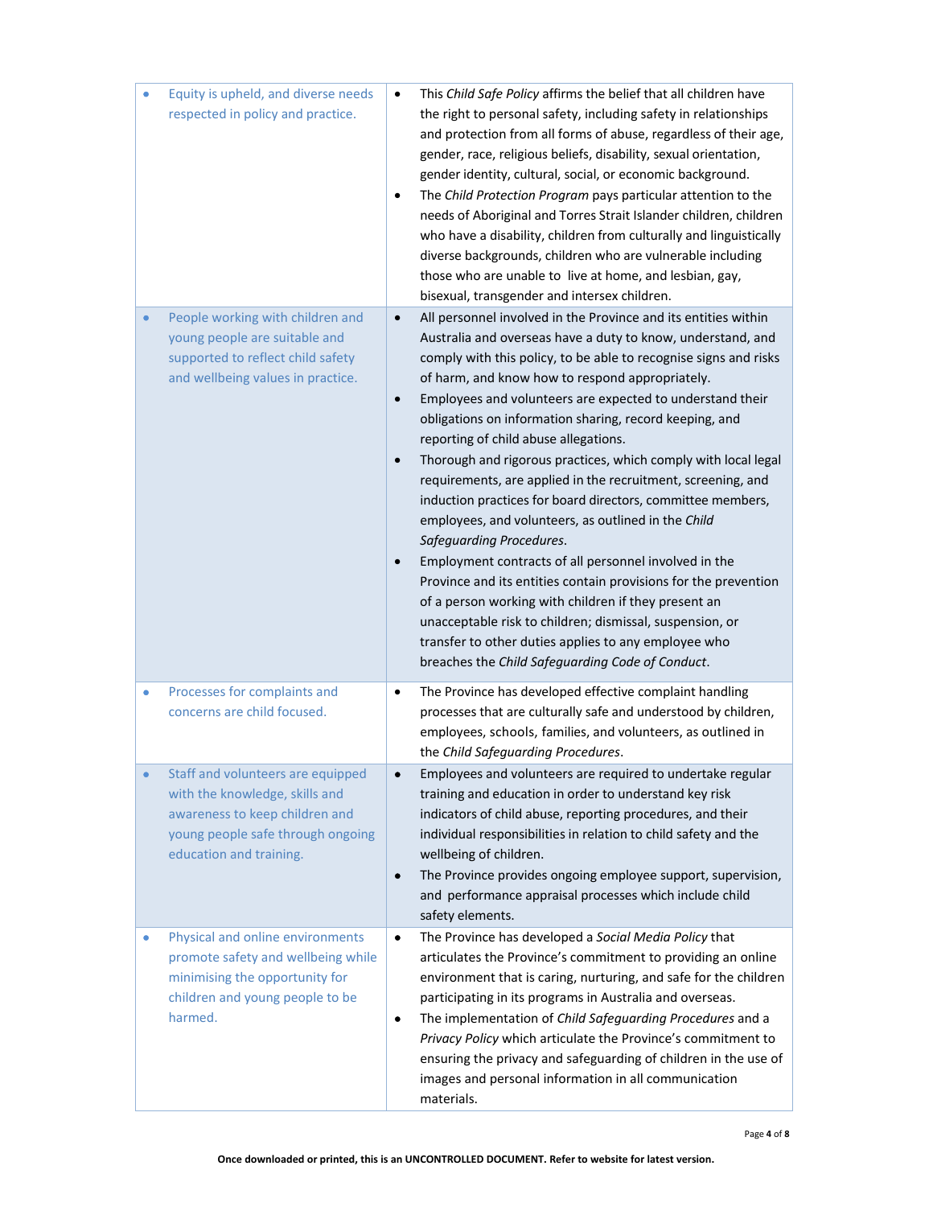| | |
|---|---|
| • Equity is upheld, and diverse needs respected in policy and practice. | • This *Child Safe Policy* affirms the belief that all children have the right to personal safety, including safety in relationships and protection from all forms of abuse, regardless of their age, gender, race, religious beliefs, disability, sexual orientation, gender identity, cultural, social, or economic background.<br>• The *Child Protection Program* pays particular attention to the needs of Aboriginal and Torres Strait Islander children, children who have a disability, children from culturally and linguistically diverse backgrounds, children who are vulnerable including those who are unable to live at home, and lesbian, gay, bisexual, transgender and intersex children. |
| • People working with children and young people are suitable and supported to reflect child safety and wellbeing values in practice. | • All personnel involved in the Province and its entities within Australia and overseas have a duty to know, understand, and comply with this policy, to be able to recognise signs and risks of harm, and know how to respond appropriately.<br>• Employees and volunteers are expected to understand their obligations on information sharing, record keeping, and reporting of child abuse allegations.<br>• Thorough and rigorous practices, which comply with local legal requirements, are applied in the recruitment, screening, and induction practices for board directors, committee members, employees, and volunteers, as outlined in the *Child Safeguarding Procedures*.<br>• Employment contracts of all personnel involved in the Province and its entities contain provisions for the prevention of a person working with children if they present an unacceptable risk to children; dismissal, suspension, or transfer to other duties applies to any employee who breaches the *Child Safeguarding Code of Conduct*. |
| • Processes for complaints and concerns are child focused. | • The Province has developed effective complaint handling processes that are culturally safe and understood by children, employees, schools, families, and volunteers, as outlined in the *Child Safeguarding Procedures*. |
| • Staff and volunteers are equipped with the knowledge, skills and awareness to keep children and young people safe through ongoing education and training. | • Employees and volunteers are required to undertake regular training and education in order to understand key risk indicators of child abuse, reporting procedures, and their individual responsibilities in relation to child safety and the wellbeing of children.<br>• The Province provides ongoing employee support, supervision, and performance appraisal processes which include child safety elements. |
| • Physical and online environments promote safety and wellbeing while minimising the opportunity for children and young people to be harmed. | • The Province has developed a *Social Media Policy* that articulates the Province's commitment to providing an online environment that is caring, nurturing, and safe for the children participating in its programs in Australia and overseas.<br>• The implementation of *Child Safeguarding Procedures* and a *Privacy Policy* which articulate the Province's commitment to ensuring the privacy and safeguarding of children in the use of images and personal information in all communication materials. |

**Once downloaded or printed, this is an UNCONTROLLED DOCUMENT. Refer to website for latest version.**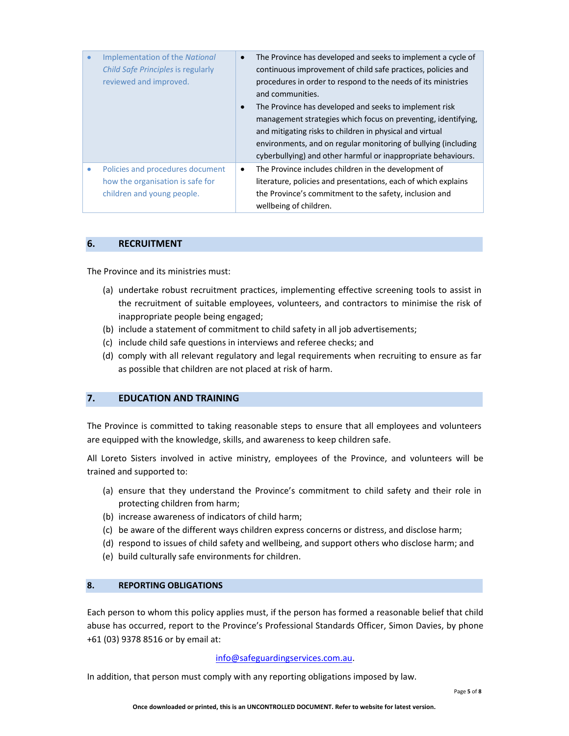| | |
|---|---|
| • Implementation of the *National Child Safe Principles* is regularly reviewed and improved. | • The Province has developed and seeks to implement a cycle of continuous improvement of child safe practices, policies and procedures in order to respond to the needs of its ministries and communities.<br>• The Province has developed and seeks to implement risk management strategies which focus on preventing, identifying, and mitigating risks to children in physical and virtual environments, and on regular monitoring of bullying (including cyberbullying) and other harmful or inappropriate behaviours. |
| • Policies and procedures document how the organisation is safe for children and young people. | • The Province includes children in the development of literature, policies and presentations, each of which explains the Province's commitment to the safety, inclusion and wellbeing of children. |

## 6. RECRUITMENT

The Province and its ministries must:

(a) undertake robust recruitment practices, implementing effective screening tools to assist in the recruitment of suitable employees, volunteers, and contractors to minimise the risk of inappropriate people being engaged;

(b) include a statement of commitment to child safety in all job advertisements;

(c) include child safe questions in interviews and referee checks; and

(d) comply with all relevant regulatory and legal requirements when recruiting to ensure as far as possible that children are not placed at risk of harm.

## 7. EDUCATION AND TRAINING

The Province is committed to taking reasonable steps to ensure that all employees and volunteers are equipped with the knowledge, skills, and awareness to keep children safe.

All Loreto Sisters involved in active ministry, employees of the Province, and volunteers will be trained and supported to:

(a) ensure that they understand the Province's commitment to child safety and their role in protecting children from harm;

(b) increase awareness of indicators of child harm;

(c) be aware of the different ways children express concerns or distress, and disclose harm;

(d) respond to issues of child safety and wellbeing, and support others who disclose harm; and

(e) build culturally safe environments for children.

## 8. REPORTING OBLIGATIONS

Each person to whom this policy applies must, if the person has formed a reasonable belief that child abuse has occurred, report to the Province's Professional Standards Officer, Simon Davies, by phone +61 (03) 9378 8516 or by email at:

info@safeguardingservices.com.au.

In addition, that person must comply with any reporting obligations imposed by law.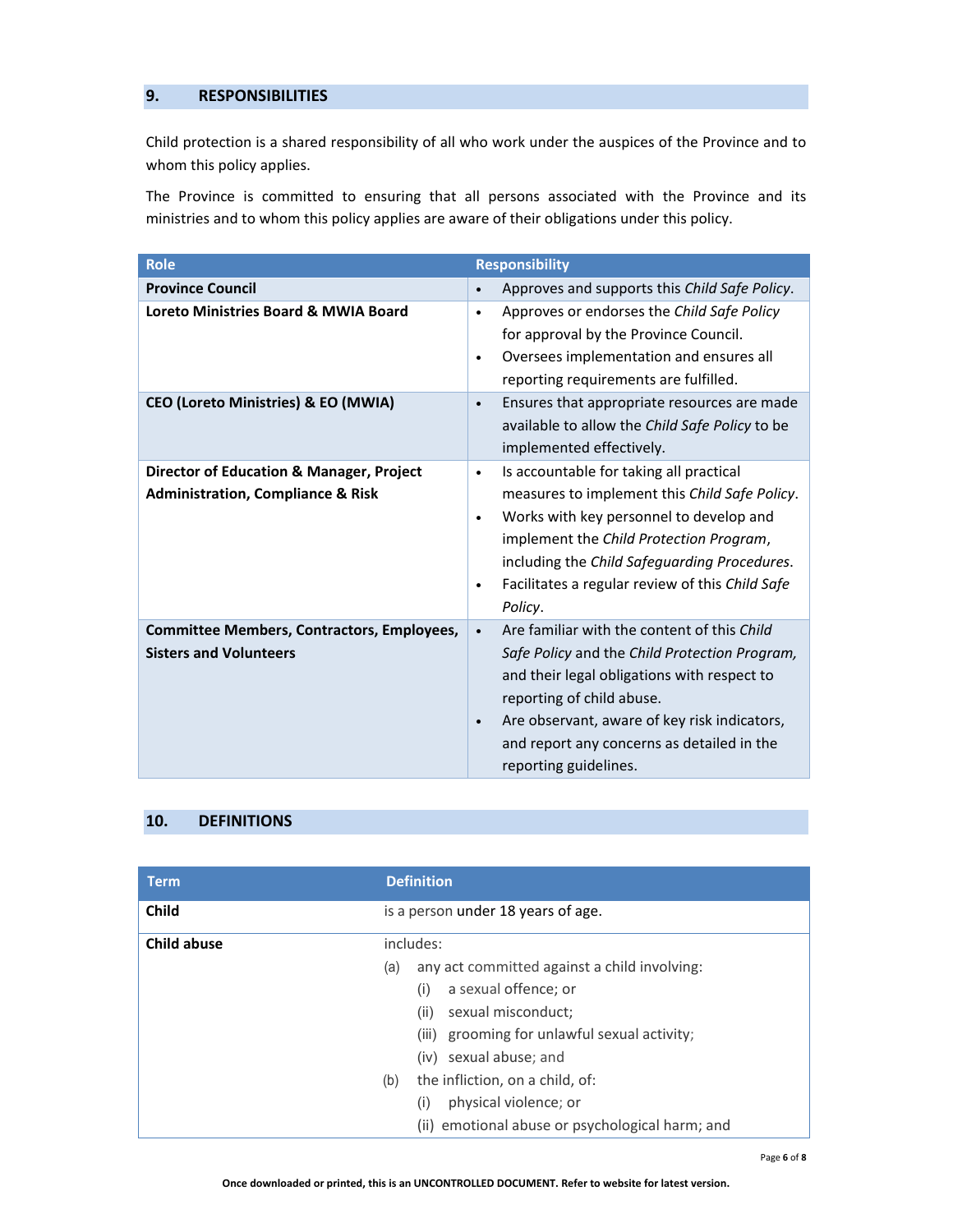## 9. RESPONSIBILITIES

Child protection is a shared responsibility of all who work under the auspices of the Province and to whom this policy applies.

The Province is committed to ensuring that all persons associated with the Province and its ministries and to whom this policy applies are aware of their obligations under this policy.

| Role | Responsibility |
|---|---|
| **Province Council** | • Approves and supports this *Child Safe Policy*. |
| **Loreto Ministries Board & MWIA Board** | • Approves or endorses the *Child Safe Policy* for approval by the Province Council.<br>• Oversees implementation and ensures all reporting requirements are fulfilled. |
| **CEO (Loreto Ministries) & EO (MWIA)** | • Ensures that appropriate resources are made available to allow the *Child Safe Policy* to be implemented effectively. |
| **Director of Education & Manager, Project Administration, Compliance & Risk** | • Is accountable for taking all practical measures to implement this *Child Safe Policy*.<br>• Works with key personnel to develop and implement the *Child Protection Program*, including the *Child Safeguarding Procedures*.<br>• Facilitates a regular review of this *Child Safe Policy*. |
| **Committee Members, Contractors, Employees, Sisters and Volunteers** | • Are familiar with the content of this *Child Safe Policy* and the *Child Protection Program,* and their legal obligations with respect to reporting of child abuse.<br>• Are observant, aware of key risk indicators, and report any concerns as detailed in the reporting guidelines. |

## 10. DEFINITIONS

| Term | Definition |
|---|---|
| **Child** | is a person under 18 years of age. |
| **Child abuse** | includes:<br>(a) any act committed against a child involving:<br>(i) a sexual offence; or<br>(ii) sexual misconduct;<br>(iii) grooming for unlawful sexual activity;<br>(iv) sexual abuse; and<br>(b) the infliction, on a child, of:<br>(i) physical violence; or<br>(ii) emotional abuse or psychological harm; and |

**Once downloaded or printed, this is an UNCONTROLLED DOCUMENT. Refer to website for latest version.**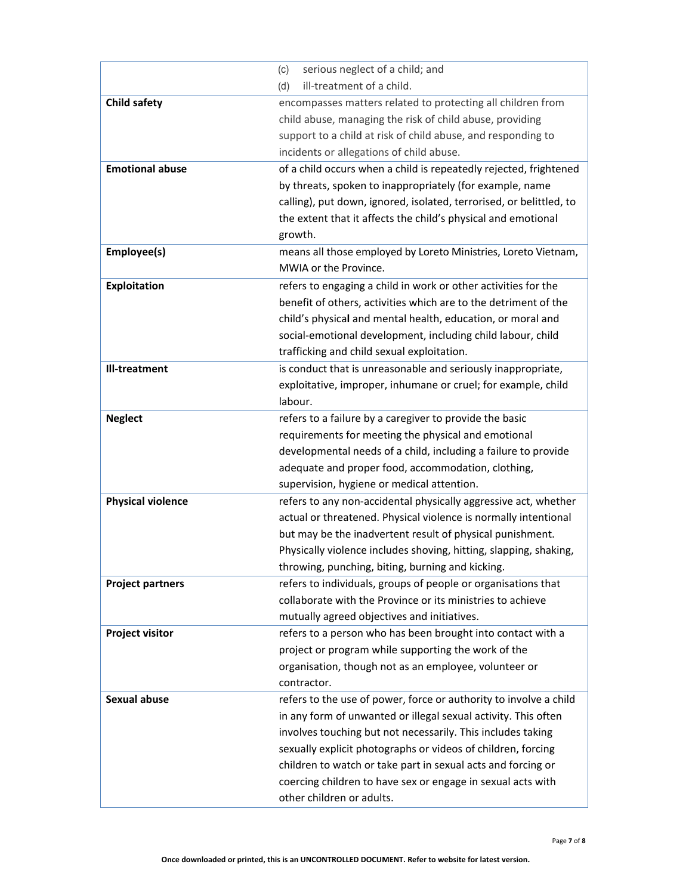| | |
|---|---|
| | (c) serious neglect of a child; and<br>(d) ill-treatment of a child. |
| **Child safety** | encompasses matters related to protecting all children from child abuse, managing the risk of child abuse, providing support to a child at risk of child abuse, and responding to incidents or allegations of child abuse. |
| **Emotional abuse** | of a child occurs when a child is repeatedly rejected, frightened by threats, spoken to inappropriately (for example, name calling), put down, ignored, isolated, terrorised, or belittled, to the extent that it affects the child's physical and emotional growth. |
| **Employee(s)** | means all those employed by Loreto Ministries, Loreto Vietnam, MWIA or the Province. |
| **Exploitation** | refers to engaging a child in work or other activities for the benefit of others, activities which are to the detriment of the child's physical and mental health, education, or moral and social-emotional development, including child labour, child trafficking and child sexual exploitation. |
| **Ill-treatment** | is conduct that is unreasonable and seriously inappropriate, exploitative, improper, inhumane or cruel; for example, child labour. |
| **Neglect** | refers to a failure by a caregiver to provide the basic requirements for meeting the physical and emotional developmental needs of a child, including a failure to provide adequate and proper food, accommodation, clothing, supervision, hygiene or medical attention. |
| **Physical violence** | refers to any non-accidental physically aggressive act, whether actual or threatened. Physical violence is normally intentional but may be the inadvertent result of physical punishment. Physically violence includes shoving, hitting, slapping, shaking, throwing, punching, biting, burning and kicking. |
| **Project partners** | refers to individuals, groups of people or organisations that collaborate with the Province or its ministries to achieve mutually agreed objectives and initiatives. |
| **Project visitor** | refers to a person who has been brought into contact with a project or program while supporting the work of the organisation, though not as an employee, volunteer or contractor. |
| **Sexual abuse** | refers to the use of power, force or authority to involve a child in any form of unwanted or illegal sexual activity. This often involves touching but not necessarily. This includes taking sexually explicit photographs or videos of children, forcing children to watch or take part in sexual acts and forcing or coercing children to have sex or engage in sexual acts with other children or adults. |

**Once downloaded or printed, this is an UNCONTROLLED DOCUMENT. Refer to website for latest version.**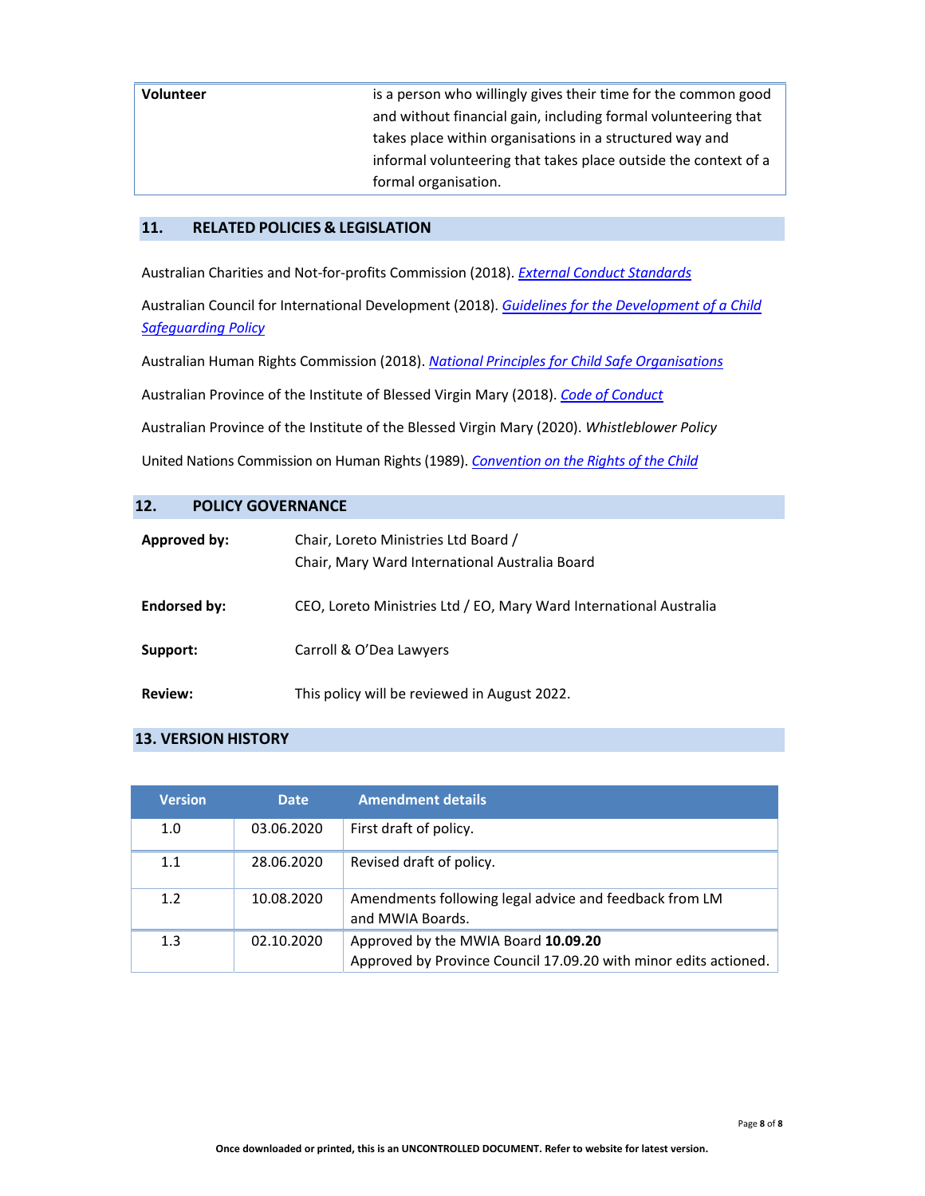| | |
|---|---|
| **Volunteer** | is a person who willingly gives their time for the common good and without financial gain, including formal volunteering that takes place within organisations in a structured way and informal volunteering that takes place outside the context of a formal organisation. |

## 11. RELATED POLICIES & LEGISLATION

Australian Charities and Not-for-profits Commission (2018). *External Conduct Standards*

Australian Council for International Development (2018). *Guidelines for the Development of a Child Safeguarding Policy*

Australian Human Rights Commission (2018). *National Principles for Child Safe Organisations*

Australian Province of the Institute of Blessed Virgin Mary (2018). *Code of Conduct*

Australian Province of the Institute of the Blessed Virgin Mary (2020). *Whistleblower Policy*

United Nations Commission on Human Rights (1989). *Convention on the Rights of the Child*

## 12. POLICY GOVERNANCE

**Approved by:** Chair, Loreto Ministries Ltd Board /
Chair, Mary Ward International Australia Board

**Endorsed by:** CEO, Loreto Ministries Ltd / EO, Mary Ward International Australia

**Support:** Carroll & O'Dea Lawyers

**Review:** This policy will be reviewed in August 2022.

## 13. VERSION HISTORY

| Version | Date | Amendment details |
|---|---|---|
| 1.0 | 03.06.2020 | First draft of policy. |
| 1.1 | 28.06.2020 | Revised draft of policy. |
| 1.2 | 10.08.2020 | Amendments following legal advice and feedback from LM and MWIA Boards. |
| 1.3 | 02.10.2020 | Approved by the MWIA Board **10.09.20**<br>Approved by Province Council 17.09.20 with minor edits actioned. |

**Once downloaded or printed, this is an UNCONTROLLED DOCUMENT. Refer to website for latest version.**